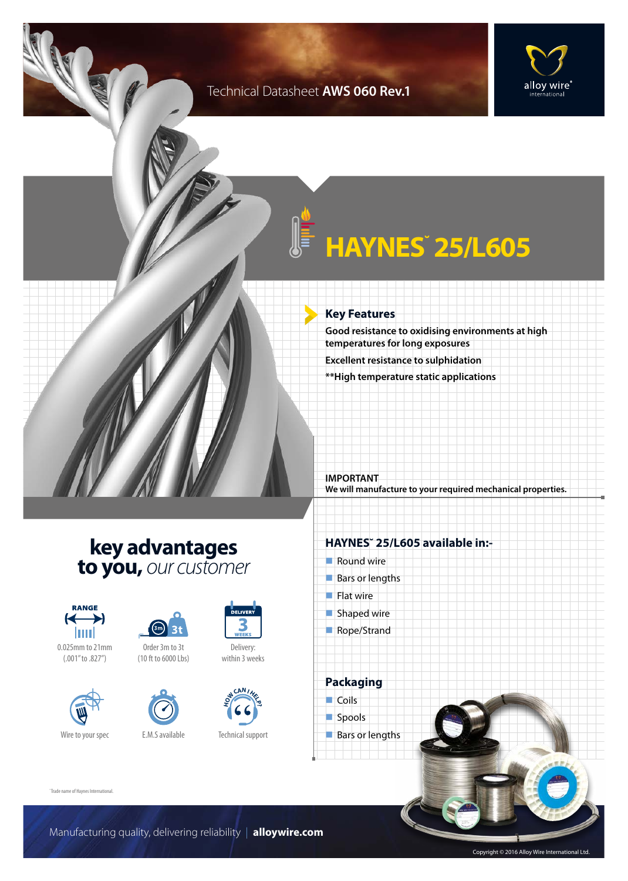Technical Datasheet **AWS 060 Rev.1**

alloy wire® international

# HAYNES˜ 25/L605

## Key Features

**Good resistance to oxidising environments at high temperatures for long exposures**

**Excellent resistance to sulphidation**

****High temperature static applications**

**IMPORTANT**
**We will manufacture to your required mechanical properties.**

## key advantages to you, *our customer*

- RANGE: 0.025mm to 21mm (.001" to .827")
- Order 3m to 3t (10 ft to 6000 Lbs)
- Delivery: within 3 weeks
- Wire to your spec
- E.M.S available
- Technical support

## HAYNES˜ 25/L605 available in:-

- Round wire
- Bars or lengths
- Flat wire
- Shaped wire
- Rope/Strand

## Packaging

- Coils
- Spools
- Bars or lengths

˜Trade name of Haynes International.

Manufacturing quality, delivering reliability | **alloywire.com**

Copyright © 2016 Alloy Wire International Ltd.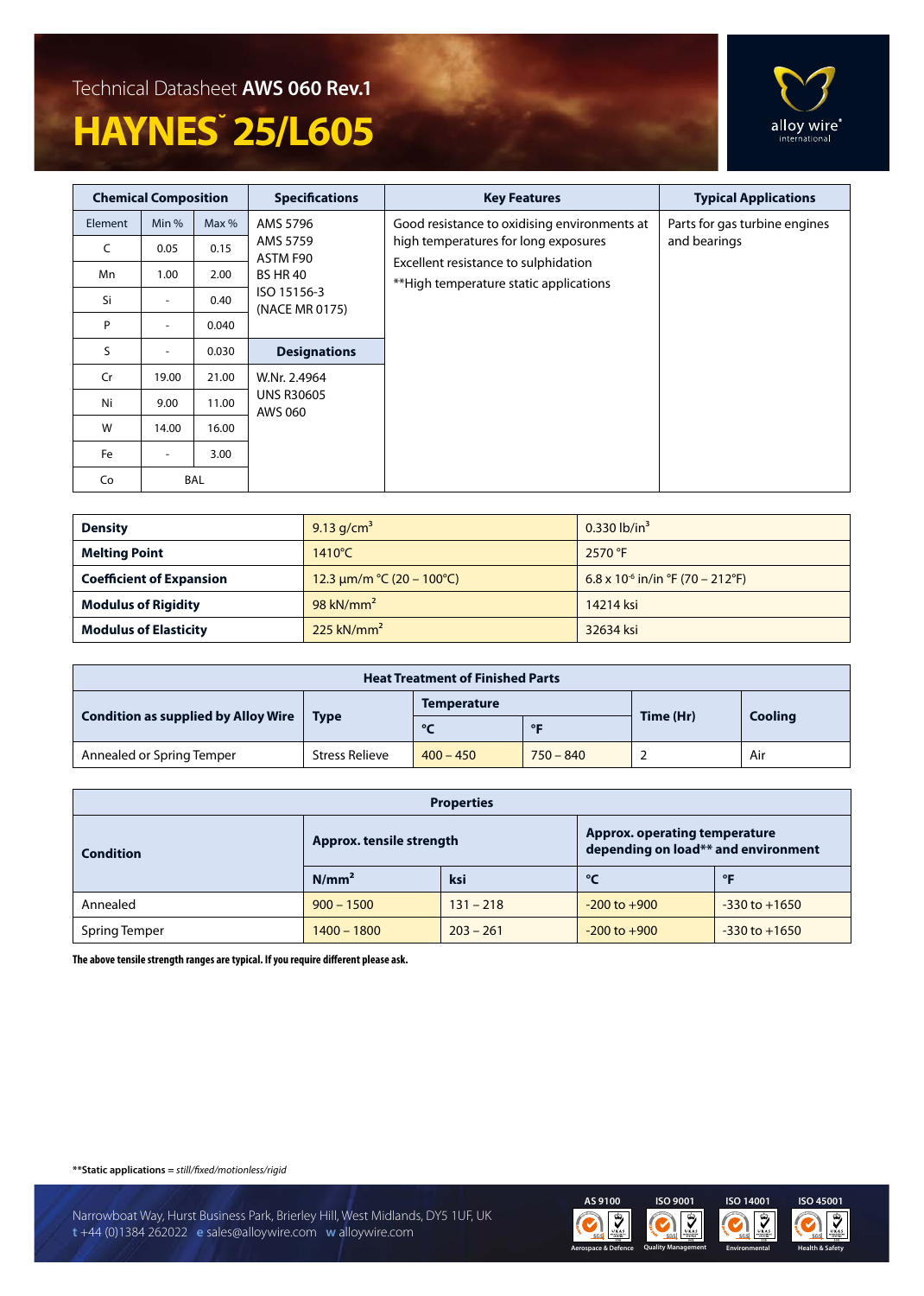Technical Datasheet **AWS 060 Rev.1**

# HAYNES˘ 25/L605

| Chemical Composition | | | Specifications | Key Features | Typical Applications |
|---|---|---|---|---|---|
| Element | Min % | Max % | AMS 5796<br>AMS 5759<br>ASTM F90<br>BS HR 40<br>ISO 15156-3<br>(NACE MR 0175) | Good resistance to oxidising environments at high temperatures for long exposures<br>Excellent resistance to sulphidation<br>**High temperature static applications | Parts for gas turbine engines and bearings |
| C | 0.05 | 0.15 | | | |
| Mn | 1.00 | 2.00 | | | |
| Si | - | 0.40 | | | |
| P | - | 0.040 | | | |
| S | - | 0.030 | **Designations** | | |
| Cr | 19.00 | 21.00 | W.Nr. 2.4964<br>UNS R30605<br>AWS 060 | | |
| Ni | 9.00 | 11.00 | | | |
| W | 14.00 | 16.00 | | | |
| Fe | - | 3.00 | | | |
| Co | BAL | | | | |

| | | |
|---|---|---|
| **Density** | 9.13 g/cm³ | 0.330 lb/in³ |
| **Melting Point** | 1410°C | 2570 °F |
| **Coefficient of Expansion** | 12.3 µm/m °C (20 – 100°C) | 6.8 x $10^{-6}$ in/in °F (70 – 212°F) |
| **Modulus of Rigidity** | 98 kN/mm² | 14214 ksi |
| **Modulus of Elasticity** | 225 kN/mm² | 32634 ksi |

| Heat Treatment of Finished Parts | | | | | |
|---|---|---|---|---|---|
| **Condition as supplied by Alloy Wire** | **Type** | **Temperature** | | **Time (Hr)** | **Cooling** |
| | | **°C** | **°F** | | |
| Annealed or Spring Temper | Stress Relieve | 400 – 450 | 750 – 840 | 2 | Air |

| Properties | | | | |
|---|---|---|---|---|
| **Condition** | **Approx. tensile strength** | | **Approx. operating temperature depending on load** and environment** | |
| | **N/mm²** | **ksi** | **°C** | **°F** |
| Annealed | 900 – 1500 | 131 – 218 | -200 to +900 | -330 to +1650 |
| Spring Temper | 1400 – 1800 | 203 – 261 | -200 to +900 | -330 to +1650 |

**The above tensile strength ranges are typical. If you require different please ask.**

****Static applications** = *still/fixed/motionless/rigid*

Narrowboat Way, Hurst Business Park, Brierley Hill, West Midlands, DY5 1UF, UK
**t** +44 (0)1384 262022 **e** sales@alloywire.com **w** alloywire.com

AS 9100 Aerospace & Defence | ISO 9001 Quality Management | ISO 14001 Environmental | ISO 45001 Health & Safety